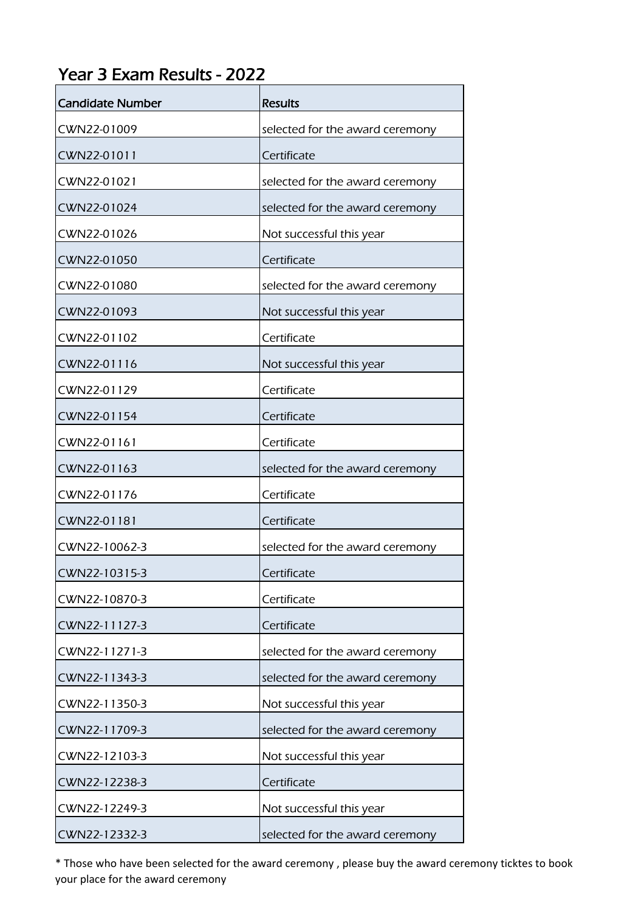# Year 3 Exam Results - 2022

| Candidate Number | Results |
|---|---|
| CWN22-01009 | selected for the award ceremony |
| CWN22-01011 | Certificate |
| CWN22-01021 | selected for the award ceremony |
| CWN22-01024 | selected for the award ceremony |
| CWN22-01026 | Not successful this year |
| CWN22-01050 | Certificate |
| CWN22-01080 | selected for the award ceremony |
| CWN22-01093 | Not successful this year |
| CWN22-01102 | Certificate |
| CWN22-01116 | Not successful this year |
| CWN22-01129 | Certificate |
| CWN22-01154 | Certificate |
| CWN22-01161 | Certificate |
| CWN22-01163 | selected for the award ceremony |
| CWN22-01176 | Certificate |
| CWN22-01181 | Certificate |
| CWN22-10062-3 | selected for the award ceremony |
| CWN22-10315-3 | Certificate |
| CWN22-10870-3 | Certificate |
| CWN22-11127-3 | Certificate |
| CWN22-11271-3 | selected for the award ceremony |
| CWN22-11343-3 | selected for the award ceremony |
| CWN22-11350-3 | Not successful this year |
| CWN22-11709-3 | selected for the award ceremony |
| CWN22-12103-3 | Not successful this year |
| CWN22-12238-3 | Certificate |
| CWN22-12249-3 | Not successful this year |
| CWN22-12332-3 | selected for the award ceremony |

* Those who have been selected for the award ceremony , please buy the award ceremony ticktes to book your place for the award ceremony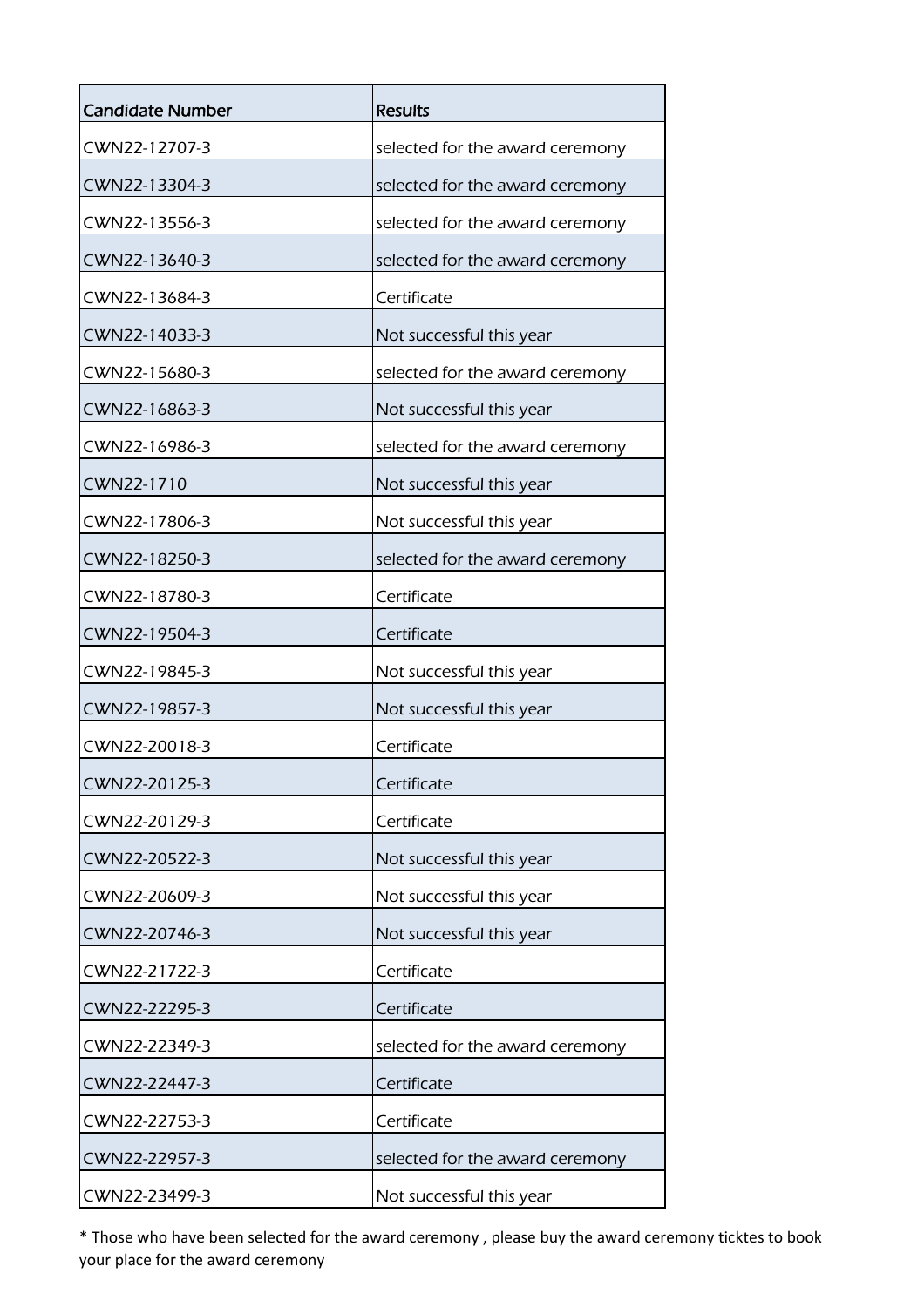| Candidate Number | Results |
|---|---|
| CWN22-12707-3 | selected for the award ceremony |
| CWN22-13304-3 | selected for the award ceremony |
| CWN22-13556-3 | selected for the award ceremony |
| CWN22-13640-3 | selected for the award ceremony |
| CWN22-13684-3 | Certificate |
| CWN22-14033-3 | Not successful this year |
| CWN22-15680-3 | selected for the award ceremony |
| CWN22-16863-3 | Not successful this year |
| CWN22-16986-3 | selected for the award ceremony |
| CWN22-1710 | Not successful this year |
| CWN22-17806-3 | Not successful this year |
| CWN22-18250-3 | selected for the award ceremony |
| CWN22-18780-3 | Certificate |
| CWN22-19504-3 | Certificate |
| CWN22-19845-3 | Not successful this year |
| CWN22-19857-3 | Not successful this year |
| CWN22-20018-3 | Certificate |
| CWN22-20125-3 | Certificate |
| CWN22-20129-3 | Certificate |
| CWN22-20522-3 | Not successful this year |
| CWN22-20609-3 | Not successful this year |
| CWN22-20746-3 | Not successful this year |
| CWN22-21722-3 | Certificate |
| CWN22-22295-3 | Certificate |
| CWN22-22349-3 | selected for the award ceremony |
| CWN22-22447-3 | Certificate |
| CWN22-22753-3 | Certificate |
| CWN22-22957-3 | selected for the award ceremony |
| CWN22-23499-3 | Not successful this year |

* Those who have been selected for the award ceremony , please buy the award ceremony ticktes to book your place for the award ceremony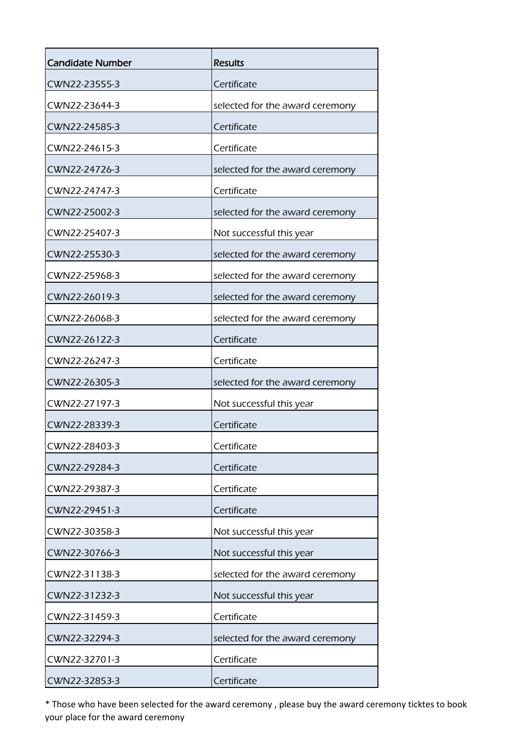| Candidate Number | Results |
|---|---|
| CWN22-23555-3 | Certificate |
| CWN22-23644-3 | selected for the award ceremony |
| CWN22-24585-3 | Certificate |
| CWN22-24615-3 | Certificate |
| CWN22-24726-3 | selected for the award ceremony |
| CWN22-24747-3 | Certificate |
| CWN22-25002-3 | selected for the award ceremony |
| CWN22-25407-3 | Not successful this year |
| CWN22-25530-3 | selected for the award ceremony |
| CWN22-25968-3 | selected for the award ceremony |
| CWN22-26019-3 | selected for the award ceremony |
| CWN22-26068-3 | selected for the award ceremony |
| CWN22-26122-3 | Certificate |
| CWN22-26247-3 | Certificate |
| CWN22-26305-3 | selected for the award ceremony |
| CWN22-27197-3 | Not successful this year |
| CWN22-28339-3 | Certificate |
| CWN22-28403-3 | Certificate |
| CWN22-29284-3 | Certificate |
| CWN22-29387-3 | Certificate |
| CWN22-29451-3 | Certificate |
| CWN22-30358-3 | Not successful this year |
| CWN22-30766-3 | Not successful this year |
| CWN22-31138-3 | selected for the award ceremony |
| CWN22-31232-3 | Not successful this year |
| CWN22-31459-3 | Certificate |
| CWN22-32294-3 | selected for the award ceremony |
| CWN22-32701-3 | Certificate |
| CWN22-32853-3 | Certificate |

* Those who have been selected for the award ceremony , please buy the award ceremony ticktes to book your place for the award ceremony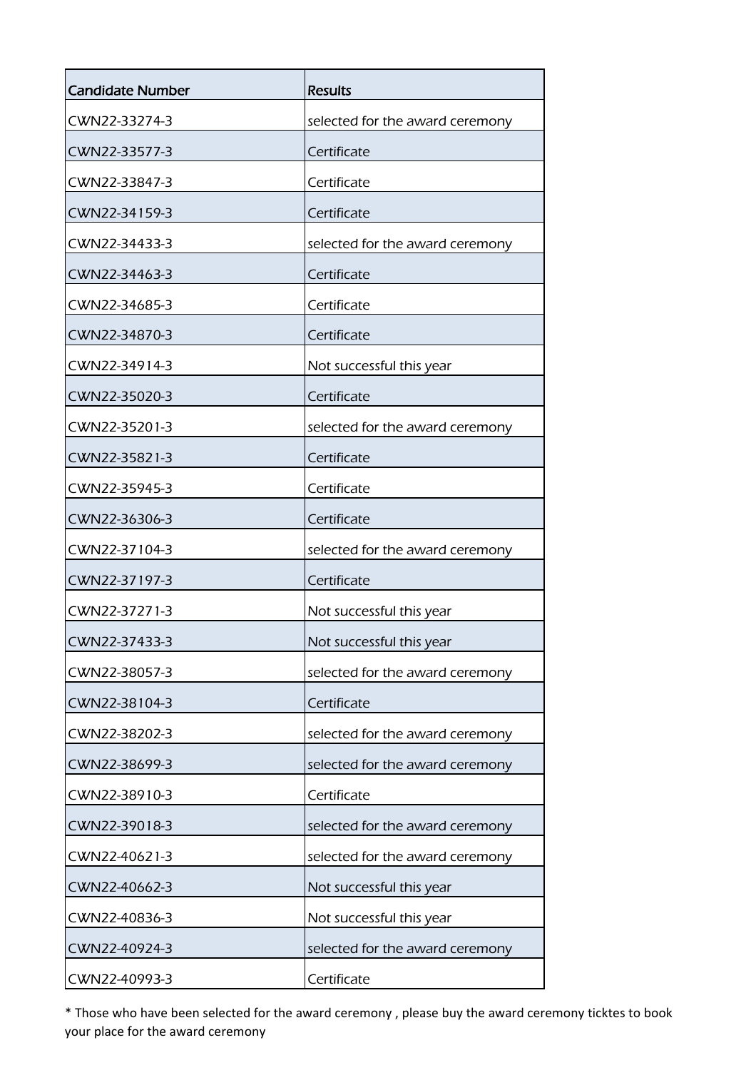| Candidate Number | Results |
|---|---|
| CWN22-33274-3 | selected for the award ceremony |
| CWN22-33577-3 | Certificate |
| CWN22-33847-3 | Certificate |
| CWN22-34159-3 | Certificate |
| CWN22-34433-3 | selected for the award ceremony |
| CWN22-34463-3 | Certificate |
| CWN22-34685-3 | Certificate |
| CWN22-34870-3 | Certificate |
| CWN22-34914-3 | Not successful this year |
| CWN22-35020-3 | Certificate |
| CWN22-35201-3 | selected for the award ceremony |
| CWN22-35821-3 | Certificate |
| CWN22-35945-3 | Certificate |
| CWN22-36306-3 | Certificate |
| CWN22-37104-3 | selected for the award ceremony |
| CWN22-37197-3 | Certificate |
| CWN22-37271-3 | Not successful this year |
| CWN22-37433-3 | Not successful this year |
| CWN22-38057-3 | selected for the award ceremony |
| CWN22-38104-3 | Certificate |
| CWN22-38202-3 | selected for the award ceremony |
| CWN22-38699-3 | selected for the award ceremony |
| CWN22-38910-3 | Certificate |
| CWN22-39018-3 | selected for the award ceremony |
| CWN22-40621-3 | selected for the award ceremony |
| CWN22-40662-3 | Not successful this year |
| CWN22-40836-3 | Not successful this year |
| CWN22-40924-3 | selected for the award ceremony |
| CWN22-40993-3 | Certificate |

* Those who have been selected for the award ceremony , please buy the award ceremony ticktes to book your place for the award ceremony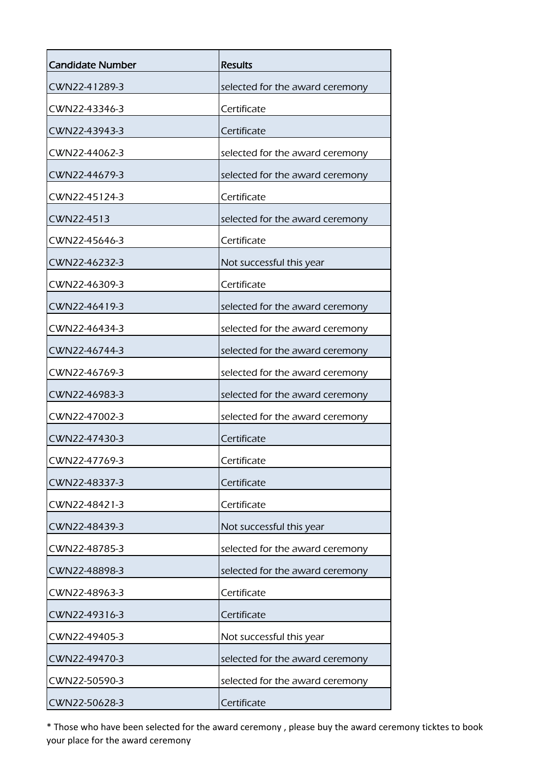| Candidate Number | Results |
| --- | --- |
| CWN22-41289-3 | selected for the award ceremony |
| CWN22-43346-3 | Certificate |
| CWN22-43943-3 | Certificate |
| CWN22-44062-3 | selected for the award ceremony |
| CWN22-44679-3 | selected for the award ceremony |
| CWN22-45124-3 | Certificate |
| CWN22-4513 | selected for the award ceremony |
| CWN22-45646-3 | Certificate |
| CWN22-46232-3 | Not successful this year |
| CWN22-46309-3 | Certificate |
| CWN22-46419-3 | selected for the award ceremony |
| CWN22-46434-3 | selected for the award ceremony |
| CWN22-46744-3 | selected for the award ceremony |
| CWN22-46769-3 | selected for the award ceremony |
| CWN22-46983-3 | selected for the award ceremony |
| CWN22-47002-3 | selected for the award ceremony |
| CWN22-47430-3 | Certificate |
| CWN22-47769-3 | Certificate |
| CWN22-48337-3 | Certificate |
| CWN22-48421-3 | Certificate |
| CWN22-48439-3 | Not successful this year |
| CWN22-48785-3 | selected for the award ceremony |
| CWN22-48898-3 | selected for the award ceremony |
| CWN22-48963-3 | Certificate |
| CWN22-49316-3 | Certificate |
| CWN22-49405-3 | Not successful this year |
| CWN22-49470-3 | selected for the award ceremony |
| CWN22-50590-3 | selected for the award ceremony |
| CWN22-50628-3 | Certificate |

* Those who have been selected for the award ceremony , please buy the award ceremony ticktes to book your place for the award ceremony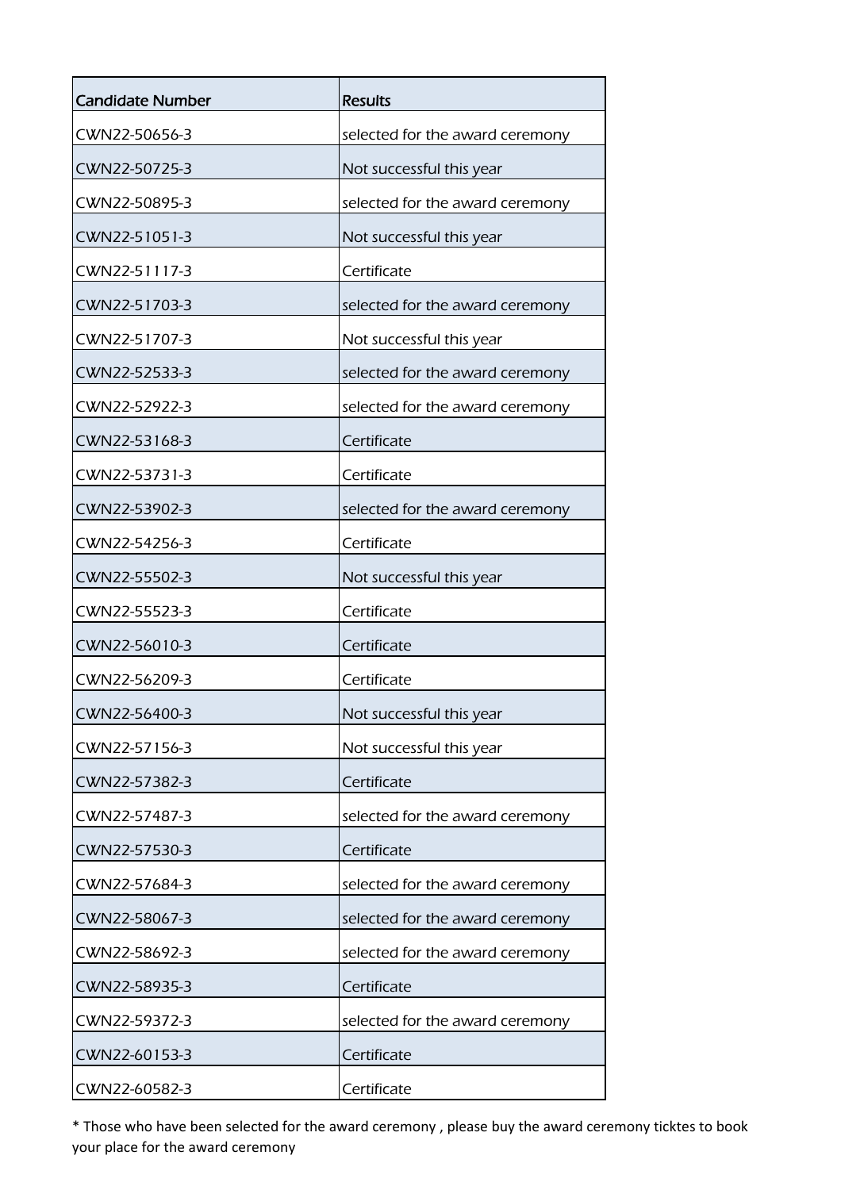| Candidate Number | Results |
| --- | --- |
| CWN22-50656-3 | selected for the award ceremony |
| CWN22-50725-3 | Not successful this year |
| CWN22-50895-3 | selected for the award ceremony |
| CWN22-51051-3 | Not successful this year |
| CWN22-51117-3 | Certificate |
| CWN22-51703-3 | selected for the award ceremony |
| CWN22-51707-3 | Not successful this year |
| CWN22-52533-3 | selected for the award ceremony |
| CWN22-52922-3 | selected for the award ceremony |
| CWN22-53168-3 | Certificate |
| CWN22-53731-3 | Certificate |
| CWN22-53902-3 | selected for the award ceremony |
| CWN22-54256-3 | Certificate |
| CWN22-55502-3 | Not successful this year |
| CWN22-55523-3 | Certificate |
| CWN22-56010-3 | Certificate |
| CWN22-56209-3 | Certificate |
| CWN22-56400-3 | Not successful this year |
| CWN22-57156-3 | Not successful this year |
| CWN22-57382-3 | Certificate |
| CWN22-57487-3 | selected for the award ceremony |
| CWN22-57530-3 | Certificate |
| CWN22-57684-3 | selected for the award ceremony |
| CWN22-58067-3 | selected for the award ceremony |
| CWN22-58692-3 | selected for the award ceremony |
| CWN22-58935-3 | Certificate |
| CWN22-59372-3 | selected for the award ceremony |
| CWN22-60153-3 | Certificate |
| CWN22-60582-3 | Certificate |

* Those who have been selected for the award ceremony , please buy the award ceremony ticktes to book your place for the award ceremony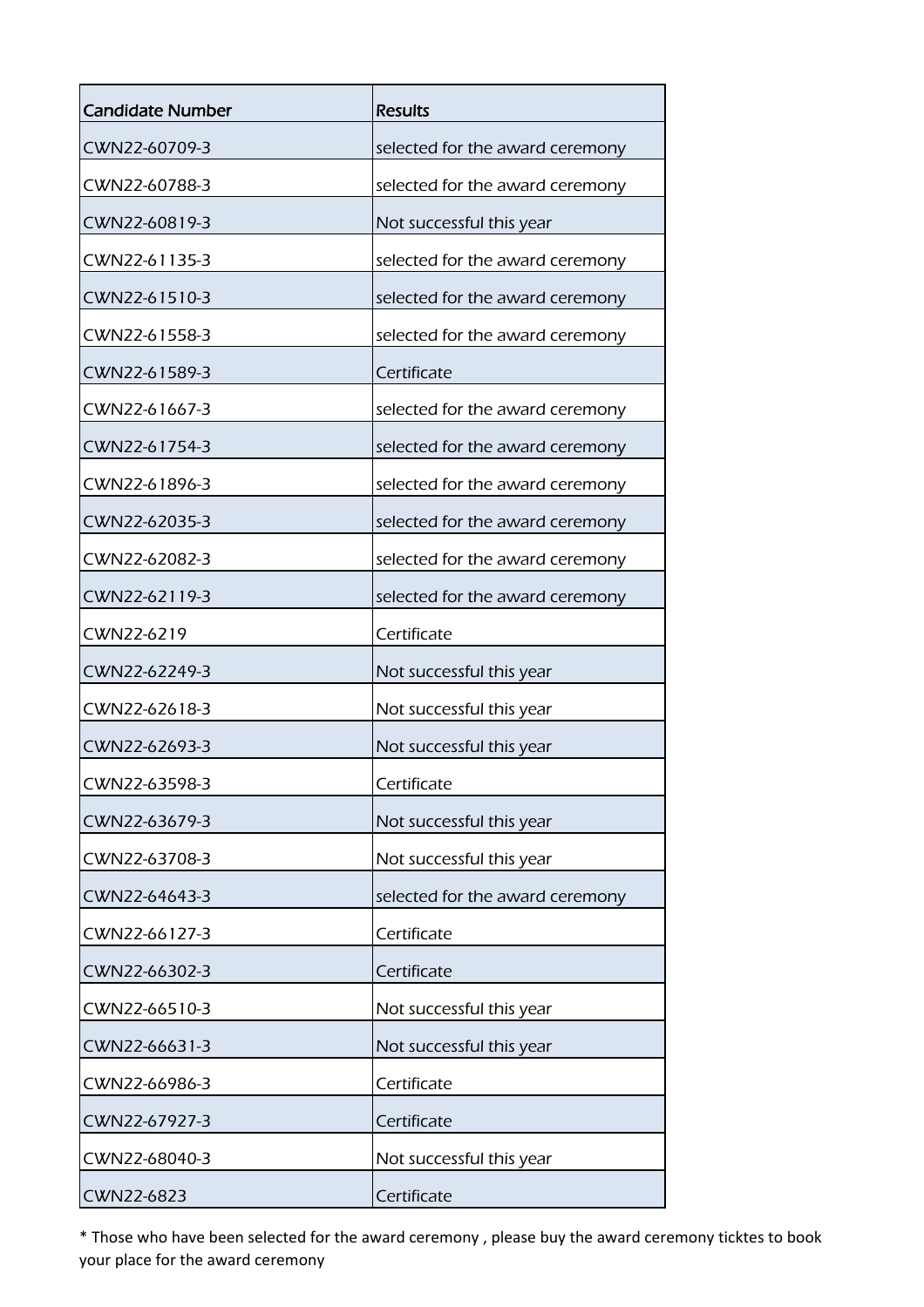| Candidate Number | Results |
|---|---|
| CWN22-60709-3 | selected for the award ceremony |
| CWN22-60788-3 | selected for the award ceremony |
| CWN22-60819-3 | Not successful this year |
| CWN22-61135-3 | selected for the award ceremony |
| CWN22-61510-3 | selected for the award ceremony |
| CWN22-61558-3 | selected for the award ceremony |
| CWN22-61589-3 | Certificate |
| CWN22-61667-3 | selected for the award ceremony |
| CWN22-61754-3 | selected for the award ceremony |
| CWN22-61896-3 | selected for the award ceremony |
| CWN22-62035-3 | selected for the award ceremony |
| CWN22-62082-3 | selected for the award ceremony |
| CWN22-62119-3 | selected for the award ceremony |
| CWN22-6219 | Certificate |
| CWN22-62249-3 | Not successful this year |
| CWN22-62618-3 | Not successful this year |
| CWN22-62693-3 | Not successful this year |
| CWN22-63598-3 | Certificate |
| CWN22-63679-3 | Not successful this year |
| CWN22-63708-3 | Not successful this year |
| CWN22-64643-3 | selected for the award ceremony |
| CWN22-66127-3 | Certificate |
| CWN22-66302-3 | Certificate |
| CWN22-66510-3 | Not successful this year |
| CWN22-66631-3 | Not successful this year |
| CWN22-66986-3 | Certificate |
| CWN22-67927-3 | Certificate |
| CWN22-68040-3 | Not successful this year |
| CWN22-6823 | Certificate |

* Those who have been selected for the award ceremony , please buy the award ceremony ticktes to book your place for the award ceremony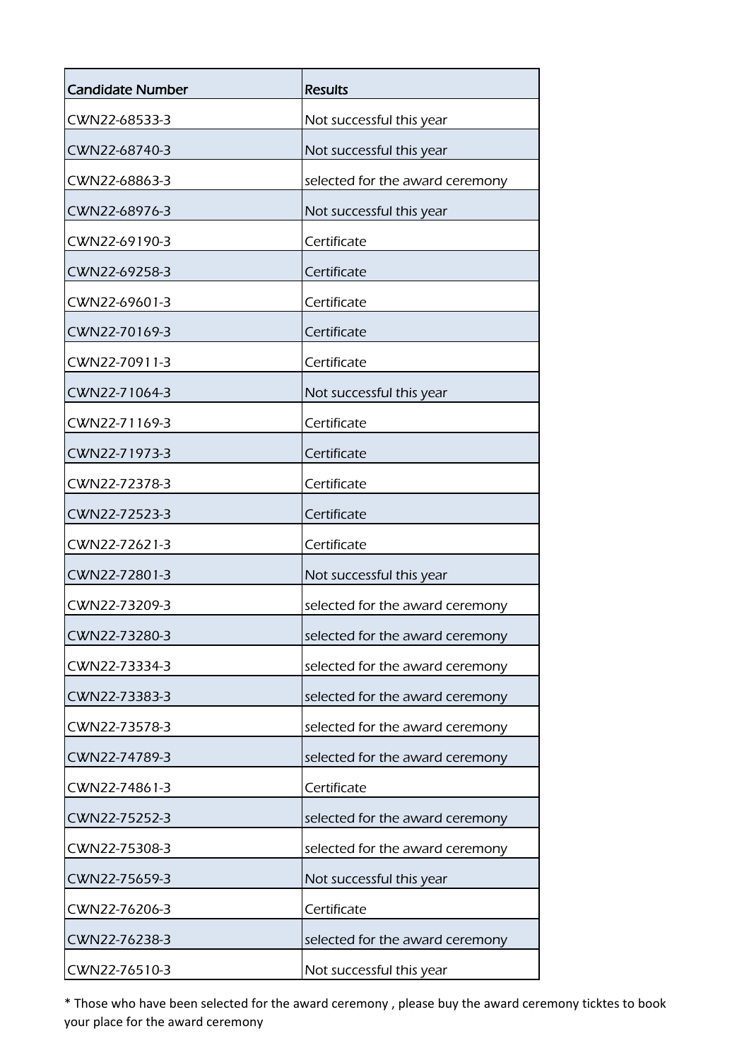| Candidate Number | Results |
| --- | --- |
| CWN22-68533-3 | Not successful this year |
| CWN22-68740-3 | Not successful this year |
| CWN22-68863-3 | selected for the award ceremony |
| CWN22-68976-3 | Not successful this year |
| CWN22-69190-3 | Certificate |
| CWN22-69258-3 | Certificate |
| CWN22-69601-3 | Certificate |
| CWN22-70169-3 | Certificate |
| CWN22-70911-3 | Certificate |
| CWN22-71064-3 | Not successful this year |
| CWN22-71169-3 | Certificate |
| CWN22-71973-3 | Certificate |
| CWN22-72378-3 | Certificate |
| CWN22-72523-3 | Certificate |
| CWN22-72621-3 | Certificate |
| CWN22-72801-3 | Not successful this year |
| CWN22-73209-3 | selected for the award ceremony |
| CWN22-73280-3 | selected for the award ceremony |
| CWN22-73334-3 | selected for the award ceremony |
| CWN22-73383-3 | selected for the award ceremony |
| CWN22-73578-3 | selected for the award ceremony |
| CWN22-74789-3 | selected for the award ceremony |
| CWN22-74861-3 | Certificate |
| CWN22-75252-3 | selected for the award ceremony |
| CWN22-75308-3 | selected for the award ceremony |
| CWN22-75659-3 | Not successful this year |
| CWN22-76206-3 | Certificate |
| CWN22-76238-3 | selected for the award ceremony |
| CWN22-76510-3 | Not successful this year |

* Those who have been selected for the award ceremony , please buy the award ceremony ticktes to book your place for the award ceremony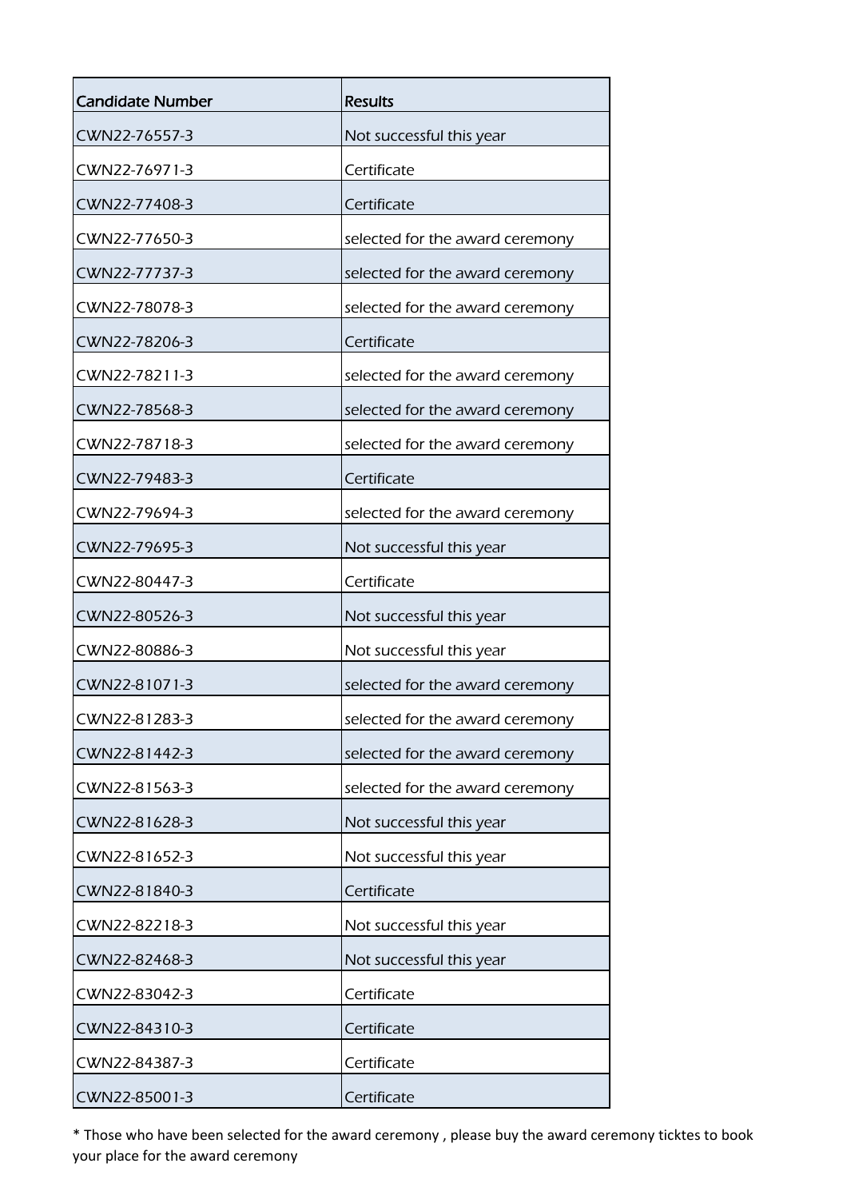| Candidate Number | Results |
|---|---|
| CWN22-76557-3 | Not successful this year |
| CWN22-76971-3 | Certificate |
| CWN22-77408-3 | Certificate |
| CWN22-77650-3 | selected for the award ceremony |
| CWN22-77737-3 | selected for the award ceremony |
| CWN22-78078-3 | selected for the award ceremony |
| CWN22-78206-3 | Certificate |
| CWN22-78211-3 | selected for the award ceremony |
| CWN22-78568-3 | selected for the award ceremony |
| CWN22-78718-3 | selected for the award ceremony |
| CWN22-79483-3 | Certificate |
| CWN22-79694-3 | selected for the award ceremony |
| CWN22-79695-3 | Not successful this year |
| CWN22-80447-3 | Certificate |
| CWN22-80526-3 | Not successful this year |
| CWN22-80886-3 | Not successful this year |
| CWN22-81071-3 | selected for the award ceremony |
| CWN22-81283-3 | selected for the award ceremony |
| CWN22-81442-3 | selected for the award ceremony |
| CWN22-81563-3 | selected for the award ceremony |
| CWN22-81628-3 | Not successful this year |
| CWN22-81652-3 | Not successful this year |
| CWN22-81840-3 | Certificate |
| CWN22-82218-3 | Not successful this year |
| CWN22-82468-3 | Not successful this year |
| CWN22-83042-3 | Certificate |
| CWN22-84310-3 | Certificate |
| CWN22-84387-3 | Certificate |
| CWN22-85001-3 | Certificate |

* Those who have been selected for the award ceremony , please buy the award ceremony ticktes to book your place for the award ceremony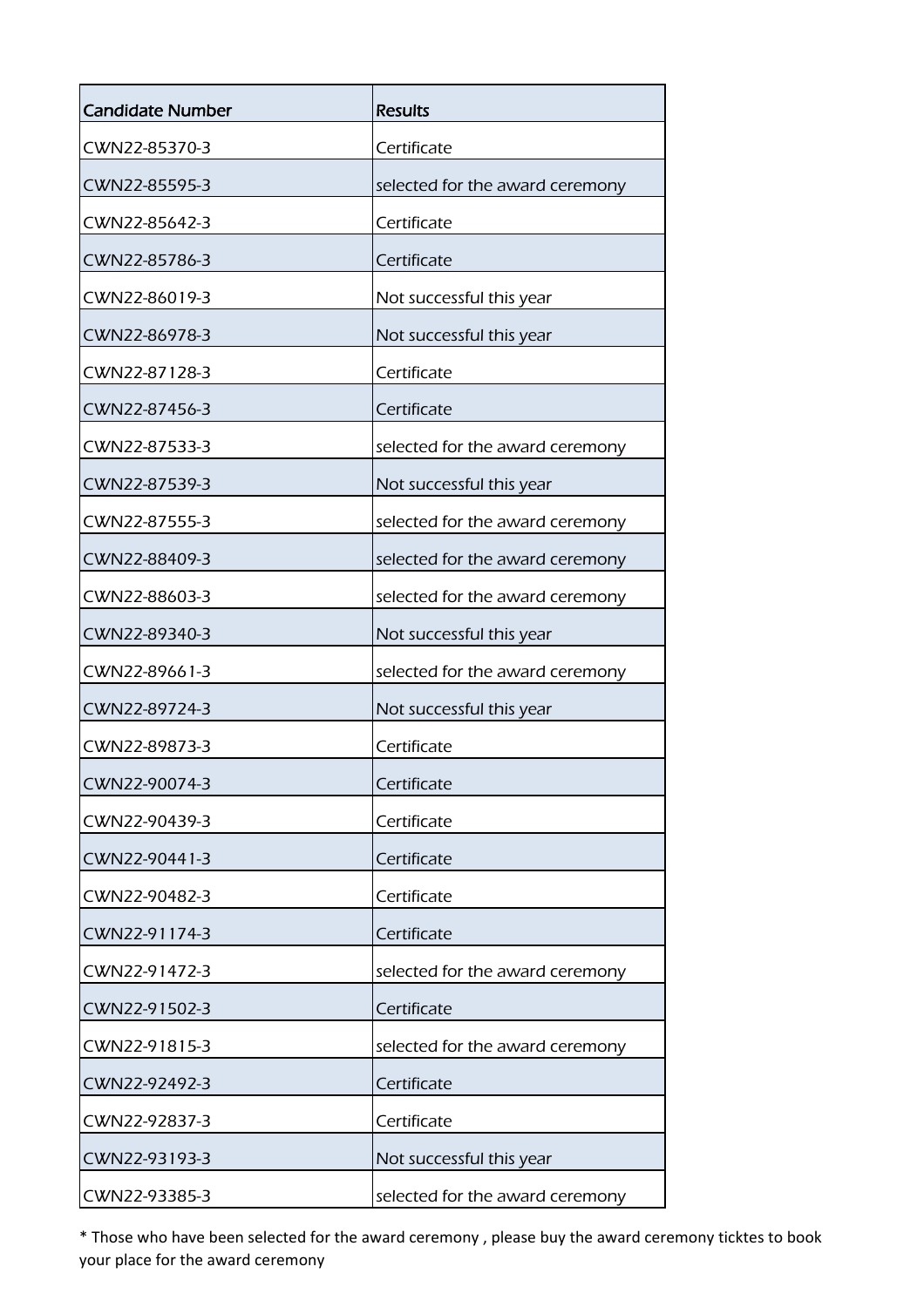| Candidate Number | Results |
| --- | --- |
| CWN22-85370-3 | Certificate |
| CWN22-85595-3 | selected for the award ceremony |
| CWN22-85642-3 | Certificate |
| CWN22-85786-3 | Certificate |
| CWN22-86019-3 | Not successful this year |
| CWN22-86978-3 | Not successful this year |
| CWN22-87128-3 | Certificate |
| CWN22-87456-3 | Certificate |
| CWN22-87533-3 | selected for the award ceremony |
| CWN22-87539-3 | Not successful this year |
| CWN22-87555-3 | selected for the award ceremony |
| CWN22-88409-3 | selected for the award ceremony |
| CWN22-88603-3 | selected for the award ceremony |
| CWN22-89340-3 | Not successful this year |
| CWN22-89661-3 | selected for the award ceremony |
| CWN22-89724-3 | Not successful this year |
| CWN22-89873-3 | Certificate |
| CWN22-90074-3 | Certificate |
| CWN22-90439-3 | Certificate |
| CWN22-90441-3 | Certificate |
| CWN22-90482-3 | Certificate |
| CWN22-91174-3 | Certificate |
| CWN22-91472-3 | selected for the award ceremony |
| CWN22-91502-3 | Certificate |
| CWN22-91815-3 | selected for the award ceremony |
| CWN22-92492-3 | Certificate |
| CWN22-92837-3 | Certificate |
| CWN22-93193-3 | Not successful this year |
| CWN22-93385-3 | selected for the award ceremony |

* Those who have been selected for the award ceremony , please buy the award ceremony ticktes to book your place for the award ceremony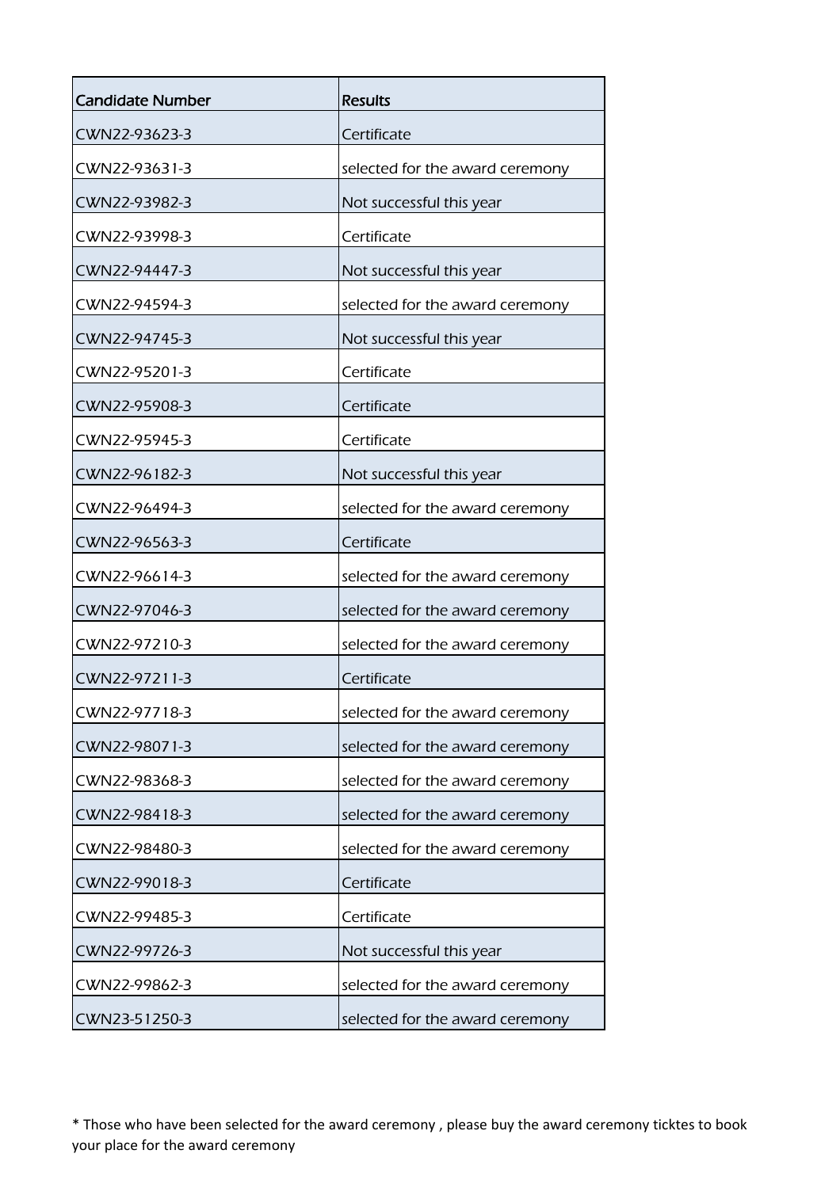| Candidate Number | Results |
| --- | --- |
| CWN22-93623-3 | Certificate |
| CWN22-93631-3 | selected for the award ceremony |
| CWN22-93982-3 | Not successful this year |
| CWN22-93998-3 | Certificate |
| CWN22-94447-3 | Not successful this year |
| CWN22-94594-3 | selected for the award ceremony |
| CWN22-94745-3 | Not successful this year |
| CWN22-95201-3 | Certificate |
| CWN22-95908-3 | Certificate |
| CWN22-95945-3 | Certificate |
| CWN22-96182-3 | Not successful this year |
| CWN22-96494-3 | selected for the award ceremony |
| CWN22-96563-3 | Certificate |
| CWN22-96614-3 | selected for the award ceremony |
| CWN22-97046-3 | selected for the award ceremony |
| CWN22-97210-3 | selected for the award ceremony |
| CWN22-97211-3 | Certificate |
| CWN22-97718-3 | selected for the award ceremony |
| CWN22-98071-3 | selected for the award ceremony |
| CWN22-98368-3 | selected for the award ceremony |
| CWN22-98418-3 | selected for the award ceremony |
| CWN22-98480-3 | selected for the award ceremony |
| CWN22-99018-3 | Certificate |
| CWN22-99485-3 | Certificate |
| CWN22-99726-3 | Not successful this year |
| CWN22-99862-3 | selected for the award ceremony |
| CWN23-51250-3 | selected for the award ceremony |

* Those who have been selected for the award ceremony , please buy the award ceremony ticktes to book your place for the award ceremony